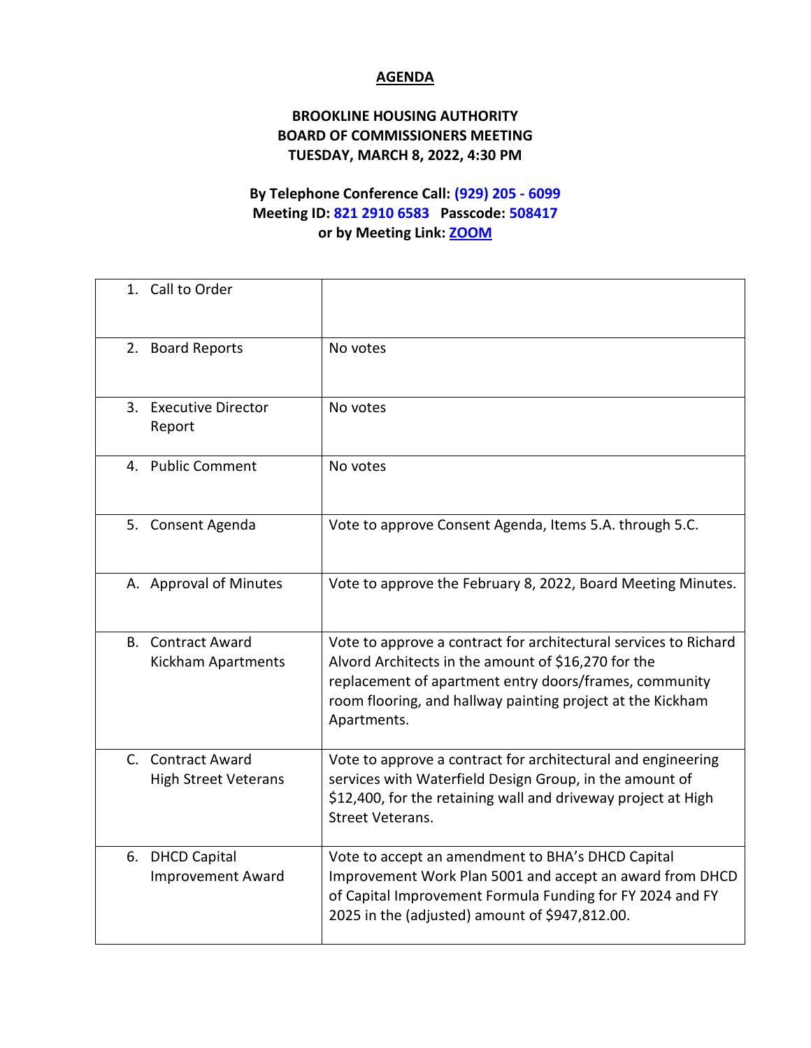# AGENDA

**BROOKLINE HOUSING AUTHORITY**
**BOARD OF COMMISSIONERS MEETING**
**TUESDAY, MARCH 8, 2022, 4:30 PM**

**By Telephone Conference Call: (929) 205 - 6099**
**Meeting ID: 821 2910 6583 Passcode: 508417**
**or by Meeting Link: ZOOM**

| | |
|---|---|
| 1. Call to Order | |
| 2. Board Reports | No votes |
| 3. Executive Director Report | No votes |
| 4. Public Comment | No votes |
| 5. Consent Agenda | Vote to approve Consent Agenda, Items 5.A. through 5.C. |
| A. Approval of Minutes | Vote to approve the February 8, 2022, Board Meeting Minutes. |
| B. Contract Award Kickham Apartments | Vote to approve a contract for architectural services to Richard Alvord Architects in the amount of $16,270 for the replacement of apartment entry doors/frames, community room flooring, and hallway painting project at the Kickham Apartments. |
| C. Contract Award High Street Veterans | Vote to approve a contract for architectural and engineering services with Waterfield Design Group, in the amount of $12,400, for the retaining wall and driveway project at High Street Veterans. |
| 6. DHCD Capital Improvement Award | Vote to accept an amendment to BHA's DHCD Capital Improvement Work Plan 5001 and accept an award from DHCD of Capital Improvement Formula Funding for FY 2024 and FY 2025 in the (adjusted) amount of $947,812.00. |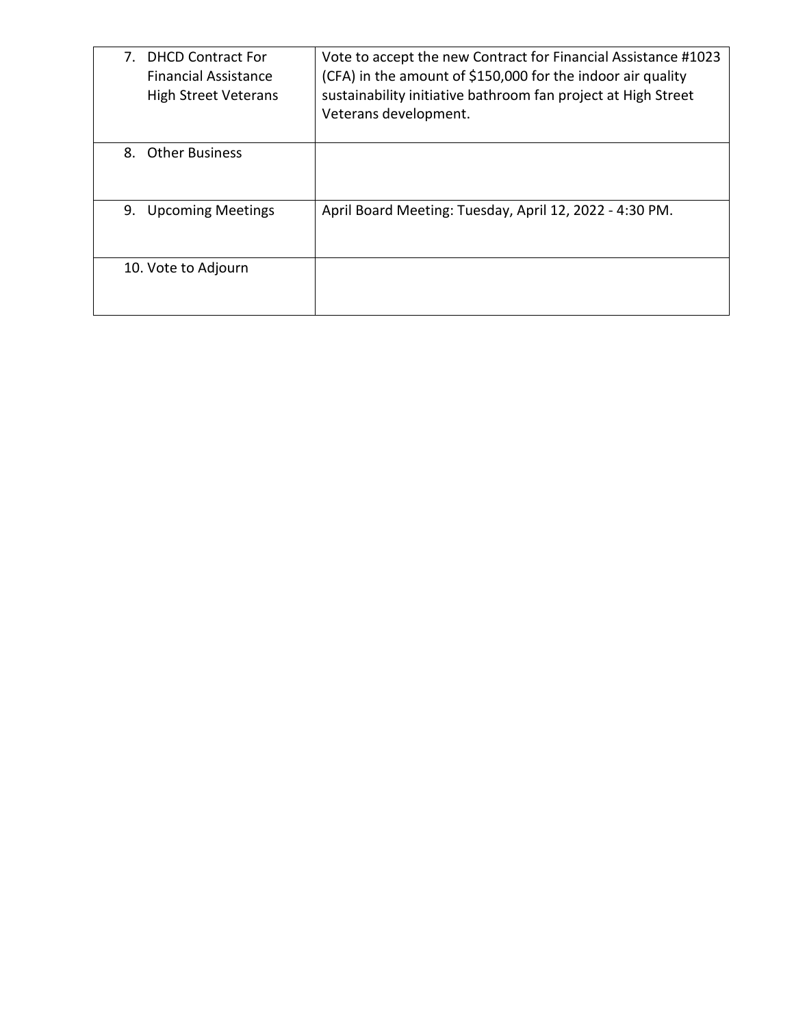| | |
|---|---|
| 7. DHCD Contract For Financial Assistance High Street Veterans | Vote to accept the new Contract for Financial Assistance #1023 (CFA) in the amount of $150,000 for the indoor air quality sustainability initiative bathroom fan project at High Street Veterans development. |
| 8. Other Business | |
| 9. Upcoming Meetings | April Board Meeting: Tuesday, April 12, 2022 - 4:30 PM. |
| 10. Vote to Adjourn | |